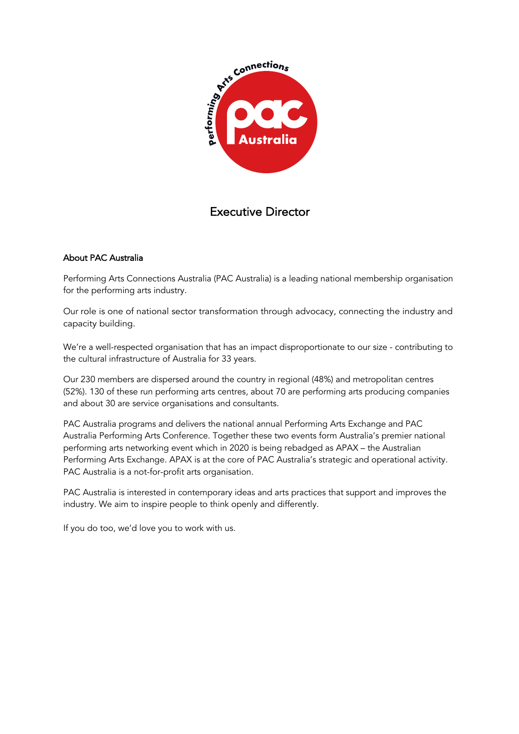# Executive Director

## About PAC Australia

Performing Arts Connections Australia (PAC Australia) is a leading national membership organisation for the performing arts industry.

Our role is one of national sector transformation through advocacy, connecting the industry and capacity building.

We're a well-respected organisation that has an impact disproportionate to our size - contributing to the cultural infrastructure of Australia for 33 years.

Our 230 members are dispersed around the country in regional (48%) and metropolitan centres (52%). 130 of these run performing arts centres, about 70 are performing arts producing companies and about 30 are service organisations and consultants.

PAC Australia programs and delivers the national annual Performing Arts Exchange and PAC Australia Performing Arts Conference. Together these two events form Australia's premier national performing arts networking event which in 2020 is being rebadged as APAX – the Australian Performing Arts Exchange. APAX is at the core of PAC Australia's strategic and operational activity. PAC Australia is a not-for-profit arts organisation.

PAC Australia is interested in contemporary ideas and arts practices that support and improves the industry. We aim to inspire people to think openly and differently.

If you do too, we'd love you to work with us.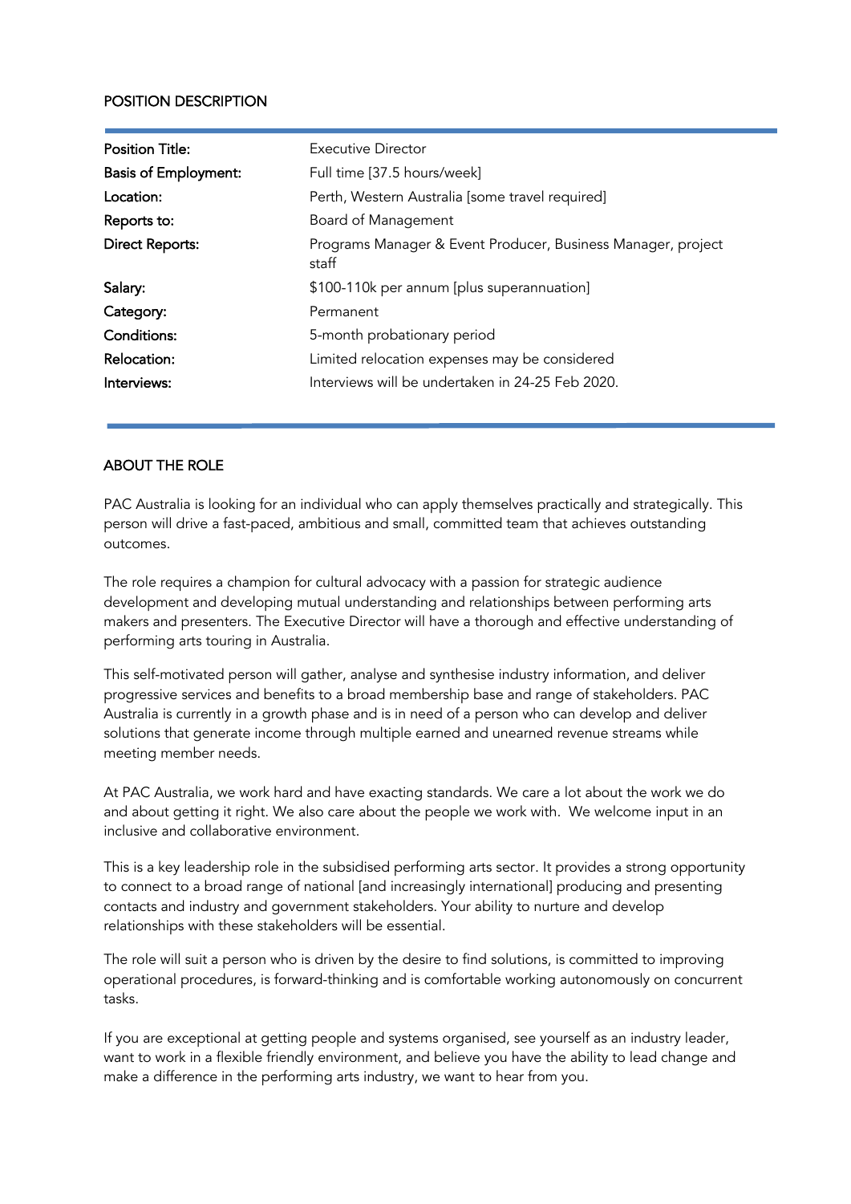## POSITION DESCRIPTION

| | |
|---|---|
| **Position Title:** | Executive Director |
| **Basis of Employment:** | Full time [37.5 hours/week] |
| **Location:** | Perth, Western Australia [some travel required] |
| **Reports to:** | Board of Management |
| **Direct Reports:** | Programs Manager & Event Producer, Business Manager, project staff |
| **Salary:** | $100-110k per annum [plus superannuation] |
| **Category:** | Permanent |
| **Conditions:** | 5-month probationary period |
| **Relocation:** | Limited relocation expenses may be considered |
| **Interviews:** | Interviews will be undertaken in 24-25 Feb 2020. |

## ABOUT THE ROLE

PAC Australia is looking for an individual who can apply themselves practically and strategically. This person will drive a fast-paced, ambitious and small, committed team that achieves outstanding outcomes.

The role requires a champion for cultural advocacy with a passion for strategic audience development and developing mutual understanding and relationships between performing arts makers and presenters. The Executive Director will have a thorough and effective understanding of performing arts touring in Australia.

This self-motivated person will gather, analyse and synthesise industry information, and deliver progressive services and benefits to a broad membership base and range of stakeholders. PAC Australia is currently in a growth phase and is in need of a person who can develop and deliver solutions that generate income through multiple earned and unearned revenue streams while meeting member needs.

At PAC Australia, we work hard and have exacting standards. We care a lot about the work we do and about getting it right. We also care about the people we work with. We welcome input in an inclusive and collaborative environment.

This is a key leadership role in the subsidised performing arts sector. It provides a strong opportunity to connect to a broad range of national [and increasingly international] producing and presenting contacts and industry and government stakeholders. Your ability to nurture and develop relationships with these stakeholders will be essential.

The role will suit a person who is driven by the desire to find solutions, is committed to improving operational procedures, is forward-thinking and is comfortable working autonomously on concurrent tasks.

If you are exceptional at getting people and systems organised, see yourself as an industry leader, want to work in a flexible friendly environment, and believe you have the ability to lead change and make a difference in the performing arts industry, we want to hear from you.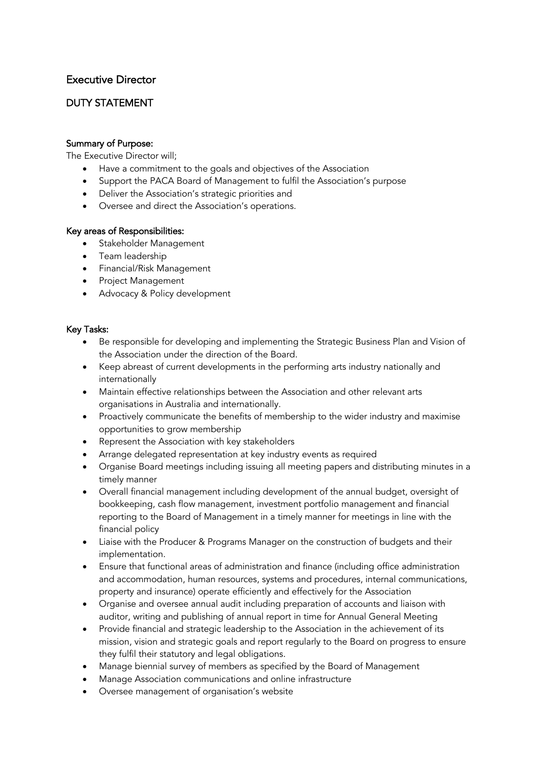## Executive Director

## DUTY STATEMENT

**Summary of Purpose:**

The Executive Director will;

- Have a commitment to the goals and objectives of the Association
- Support the PACA Board of Management to fulfil the Association's purpose
- Deliver the Association's strategic priorities and
- Oversee and direct the Association's operations.

**Key areas of Responsibilities:**

- Stakeholder Management
- Team leadership
- Financial/Risk Management
- Project Management
- Advocacy & Policy development

**Key Tasks:**

- Be responsible for developing and implementing the Strategic Business Plan and Vision of the Association under the direction of the Board.
- Keep abreast of current developments in the performing arts industry nationally and internationally
- Maintain effective relationships between the Association and other relevant arts organisations in Australia and internationally.
- Proactively communicate the benefits of membership to the wider industry and maximise opportunities to grow membership
- Represent the Association with key stakeholders
- Arrange delegated representation at key industry events as required
- Organise Board meetings including issuing all meeting papers and distributing minutes in a timely manner
- Overall financial management including development of the annual budget, oversight of bookkeeping, cash flow management, investment portfolio management and financial reporting to the Board of Management in a timely manner for meetings in line with the financial policy
- Liaise with the Producer & Programs Manager on the construction of budgets and their implementation.
- Ensure that functional areas of administration and finance (including office administration and accommodation, human resources, systems and procedures, internal communications, property and insurance) operate efficiently and effectively for the Association
- Organise and oversee annual audit including preparation of accounts and liaison with auditor, writing and publishing of annual report in time for Annual General Meeting
- Provide financial and strategic leadership to the Association in the achievement of its mission, vision and strategic goals and report regularly to the Board on progress to ensure they fulfil their statutory and legal obligations.
- Manage biennial survey of members as specified by the Board of Management
- Manage Association communications and online infrastructure
- Oversee management of organisation's website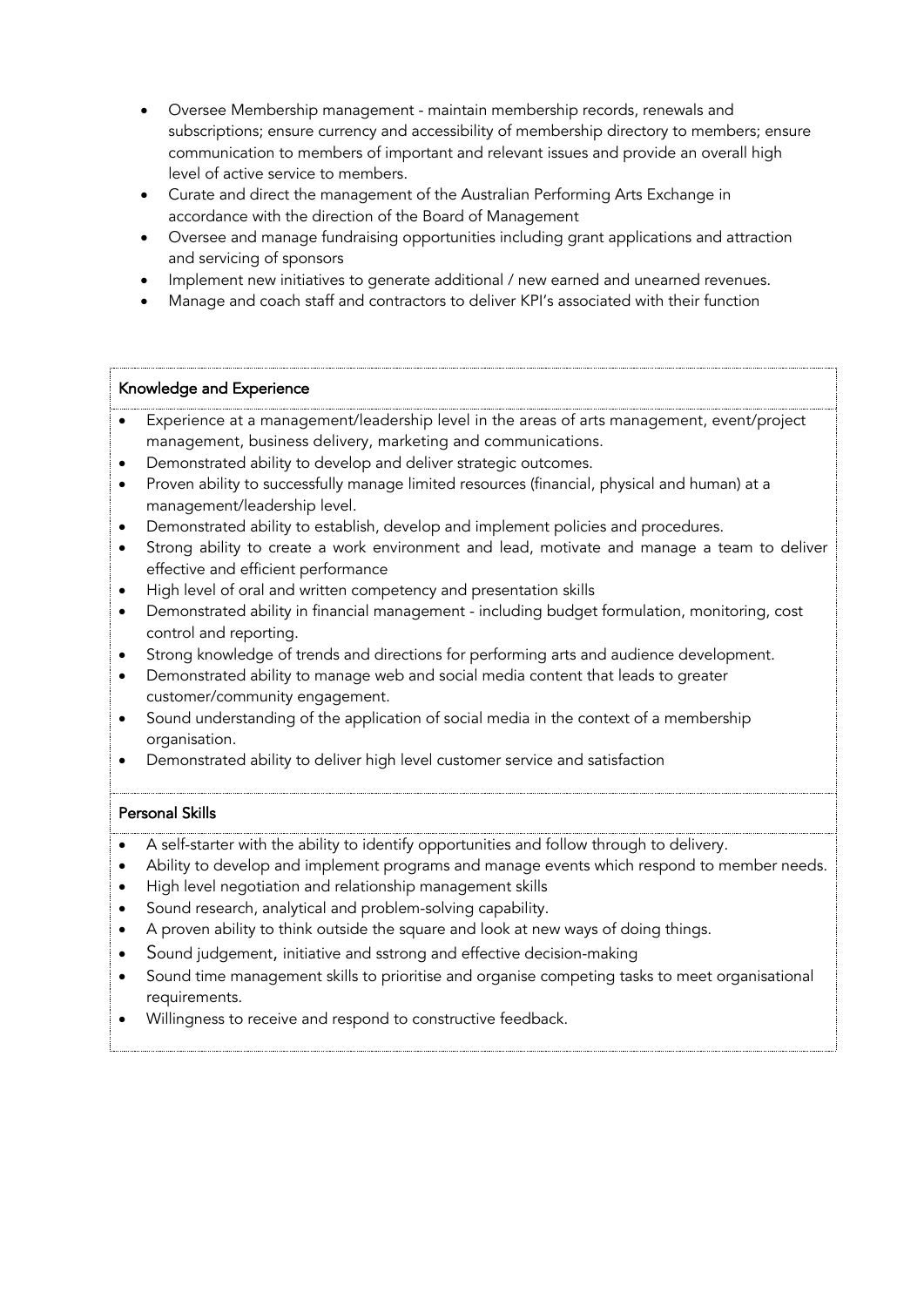- Oversee Membership management - maintain membership records, renewals and subscriptions; ensure currency and accessibility of membership directory to members; ensure communication to members of important and relevant issues and provide an overall high level of active service to members.
- Curate and direct the management of the Australian Performing Arts Exchange in accordance with the direction of the Board of Management
- Oversee and manage fundraising opportunities including grant applications and attraction and servicing of sponsors
- Implement new initiatives to generate additional / new earned and unearned revenues.
- Manage and coach staff and contractors to deliver KPI's associated with their function

**Knowledge and Experience**

- Experience at a management/leadership level in the areas of arts management, event/project management, business delivery, marketing and communications.
- Demonstrated ability to develop and deliver strategic outcomes.
- Proven ability to successfully manage limited resources (financial, physical and human) at a management/leadership level.
- Demonstrated ability to establish, develop and implement policies and procedures.
- Strong ability to create a work environment and lead, motivate and manage a team to deliver effective and efficient performance
- High level of oral and written competency and presentation skills
- Demonstrated ability in financial management - including budget formulation, monitoring, cost control and reporting.
- Strong knowledge of trends and directions for performing arts and audience development.
- Demonstrated ability to manage web and social media content that leads to greater customer/community engagement.
- Sound understanding of the application of social media in the context of a membership organisation.
- Demonstrated ability to deliver high level customer service and satisfaction

**Personal Skills**

- A self-starter with the ability to identify opportunities and follow through to delivery.
- Ability to develop and implement programs and manage events which respond to member needs.
- High level negotiation and relationship management skills
- Sound research, analytical and problem-solving capability.
- A proven ability to think outside the square and look at new ways of doing things.
- Sound judgement, initiative and sstrong and effective decision-making
- Sound time management skills to prioritise and organise competing tasks to meet organisational requirements.
- Willingness to receive and respond to constructive feedback.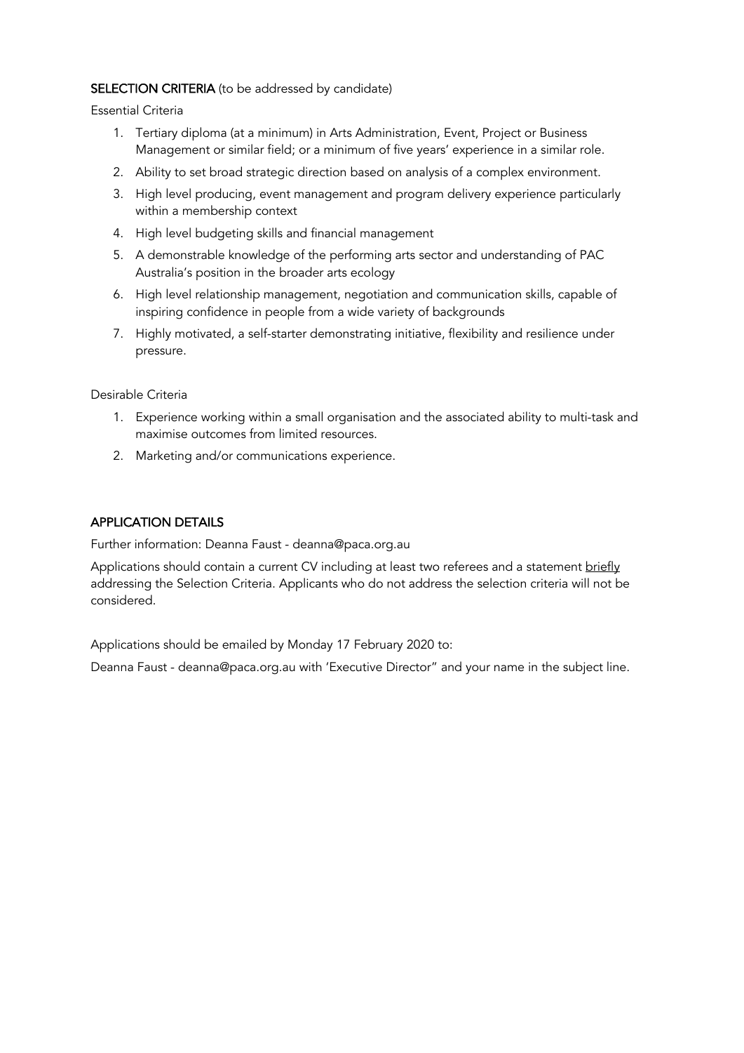**SELECTION CRITERIA** (to be addressed by candidate)

Essential Criteria

1. Tertiary diploma (at a minimum) in Arts Administration, Event, Project or Business Management or similar field; or a minimum of five years' experience in a similar role.
2. Ability to set broad strategic direction based on analysis of a complex environment.
3. High level producing, event management and program delivery experience particularly within a membership context
4. High level budgeting skills and financial management
5. A demonstrable knowledge of the performing arts sector and understanding of PAC Australia's position in the broader arts ecology
6. High level relationship management, negotiation and communication skills, capable of inspiring confidence in people from a wide variety of backgrounds
7. Highly motivated, a self-starter demonstrating initiative, flexibility and resilience under pressure.

Desirable Criteria

1. Experience working within a small organisation and the associated ability to multi-task and maximise outcomes from limited resources.
2. Marketing and/or communications experience.

**APPLICATION DETAILS**

Further information: Deanna Faust - deanna@paca.org.au

Applications should contain a current CV including at least two referees and a statement briefly addressing the Selection Criteria. Applicants who do not address the selection criteria will not be considered.

Applications should be emailed by Monday 17 February 2020 to:

Deanna Faust - deanna@paca.org.au with 'Executive Director" and your name in the subject line.